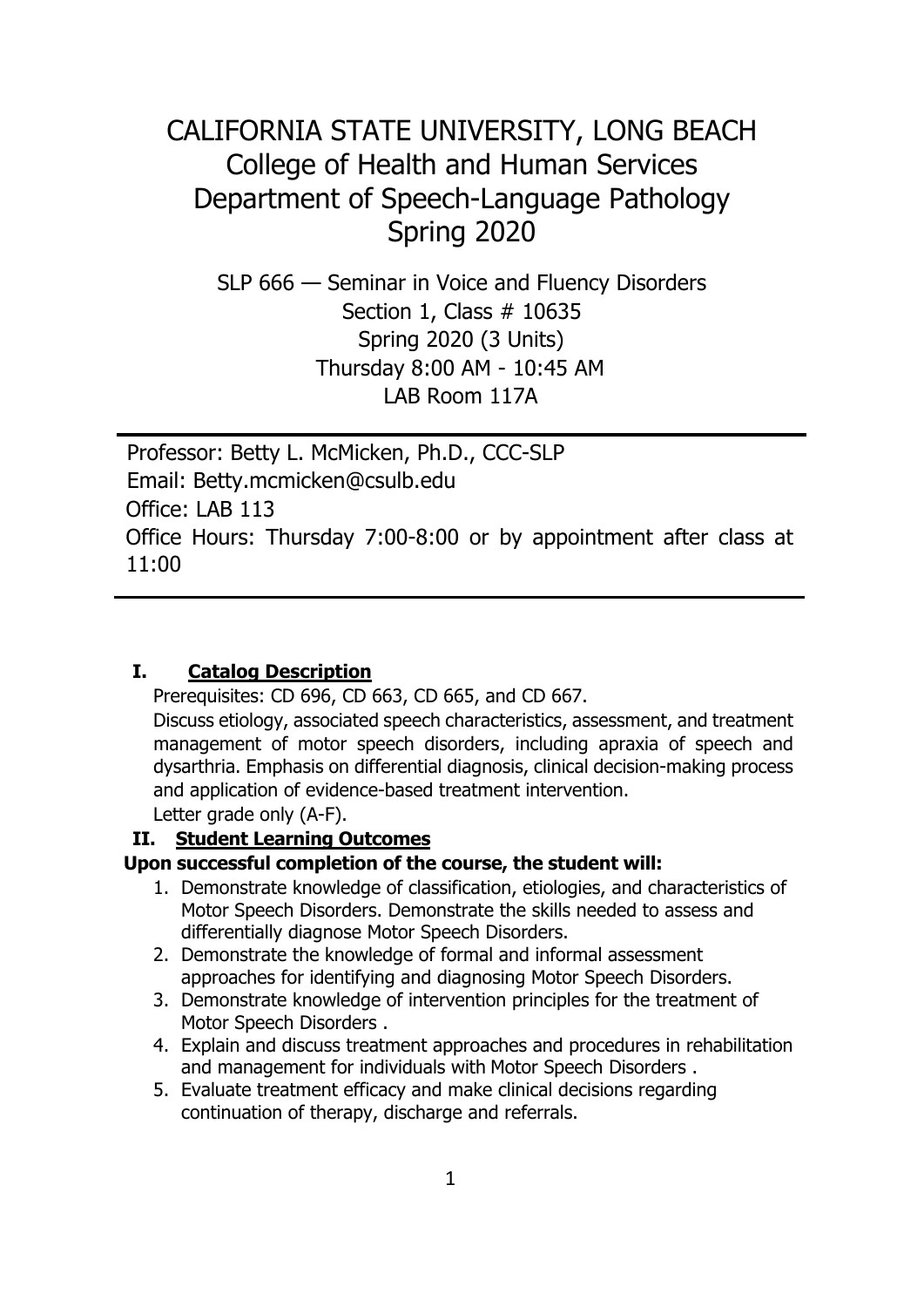# CALIFORNIA STATE UNIVERSITY, LONG BEACH
## College of Health and Human Services
## Department of Speech-Language Pathology
## Spring 2020

SLP 666 — Seminar in Voice and Fluency Disorders
Section 1, Class # 10635
Spring 2020 (3 Units)
Thursday 8:00 AM - 10:45 AM
LAB Room 117A

---

Professor: Betty L. McMicken, Ph.D., CCC-SLP
Email: Betty.mcmicken@csulb.edu
Office: LAB 113
Office Hours: Thursday 7:00-8:00 or by appointment after class at 11:00

---

### I. Catalog Description

Prerequisites: CD 696, CD 663, CD 665, and CD 667.
Discuss etiology, associated speech characteristics, assessment, and treatment management of motor speech disorders, including apraxia of speech and dysarthria. Emphasis on differential diagnosis, clinical decision-making process and application of evidence-based treatment intervention.
Letter grade only (A-F).

### II. Student Learning Outcomes

**Upon successful completion of the course, the student will:**

1. Demonstrate knowledge of classification, etiologies, and characteristics of Motor Speech Disorders. Demonstrate the skills needed to assess and differentially diagnose Motor Speech Disorders.
2. Demonstrate the knowledge of formal and informal assessment approaches for identifying and diagnosing Motor Speech Disorders.
3. Demonstrate knowledge of intervention principles for the treatment of Motor Speech Disorders .
4. Explain and discuss treatment approaches and procedures in rehabilitation and management for individuals with Motor Speech Disorders .
5. Evaluate treatment efficacy and make clinical decisions regarding continuation of therapy, discharge and referrals.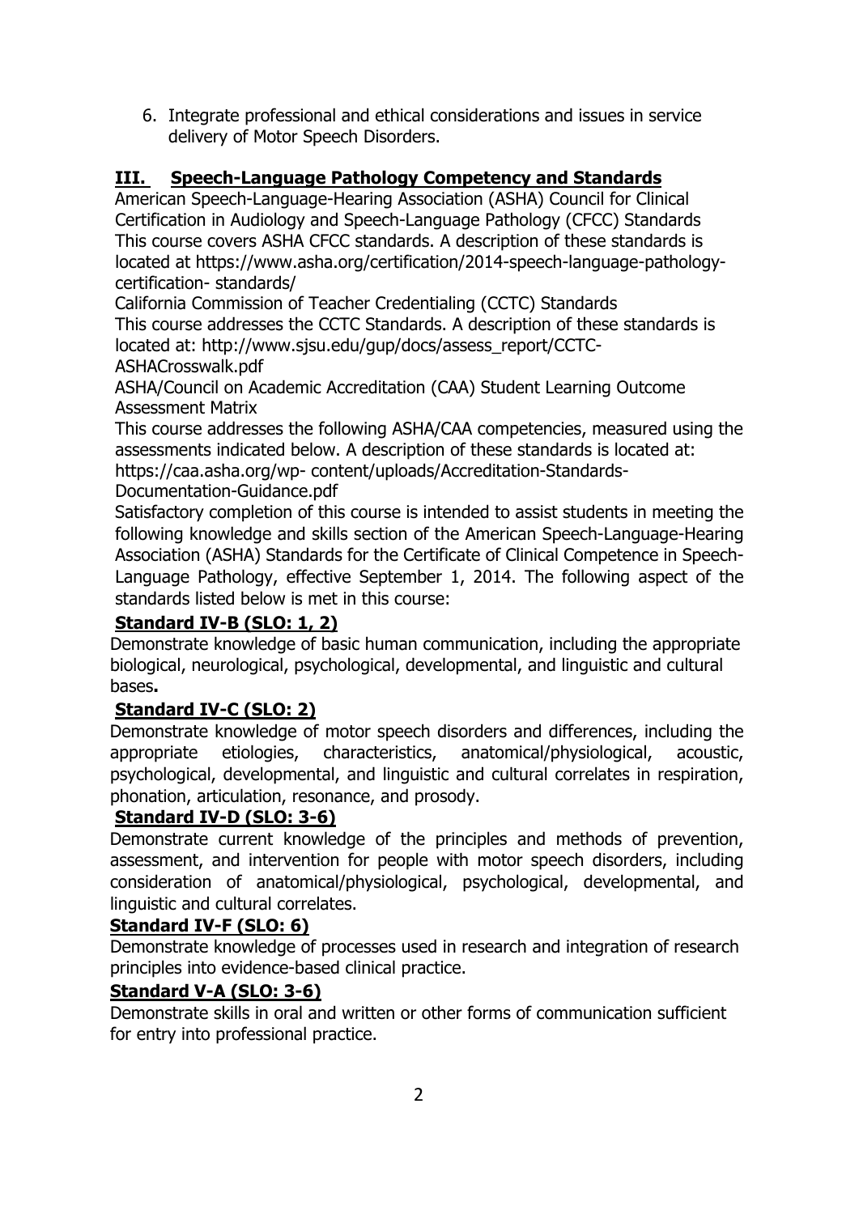6. Integrate professional and ethical considerations and issues in service delivery of Motor Speech Disorders.

## III. Speech-Language Pathology Competency and Standards

American Speech-Language-Hearing Association (ASHA) Council for Clinical Certification in Audiology and Speech-Language Pathology (CFCC) Standards

This course covers ASHA CFCC standards. A description of these standards is located at https://www.asha.org/certification/2014-speech-language-pathology-certification- standards/

California Commission of Teacher Credentialing (CCTC) Standards

This course addresses the CCTC Standards. A description of these standards is located at: http://www.sjsu.edu/gup/docs/assess_report/CCTC-ASHACrosswalk.pdf

ASHA/Council on Academic Accreditation (CAA) Student Learning Outcome Assessment Matrix

This course addresses the following ASHA/CAA competencies, measured using the assessments indicated below. A description of these standards is located at: https://caa.asha.org/wp- content/uploads/Accreditation-Standards-Documentation-Guidance.pdf

Satisfactory completion of this course is intended to assist students in meeting the following knowledge and skills section of the American Speech-Language-Hearing Association (ASHA) Standards for the Certificate of Clinical Competence in Speech-Language Pathology, effective September 1, 2014. The following aspect of the standards listed below is met in this course:

**Standard IV-B (SLO: 1, 2)**

Demonstrate knowledge of basic human communication, including the appropriate biological, neurological, psychological, developmental, and linguistic and cultural bases**.**

**Standard IV-C (SLO: 2)**

Demonstrate knowledge of motor speech disorders and differences, including the appropriate etiologies, characteristics, anatomical/physiological, acoustic, psychological, developmental, and linguistic and cultural correlates in respiration, phonation, articulation, resonance, and prosody.

**Standard IV-D (SLO: 3-6)**

Demonstrate current knowledge of the principles and methods of prevention, assessment, and intervention for people with motor speech disorders, including consideration of anatomical/physiological, psychological, developmental, and linguistic and cultural correlates.

**Standard IV-F (SLO: 6)**

Demonstrate knowledge of processes used in research and integration of research principles into evidence-based clinical practice.

**Standard V-A (SLO: 3-6)**

Demonstrate skills in oral and written or other forms of communication sufficient for entry into professional practice.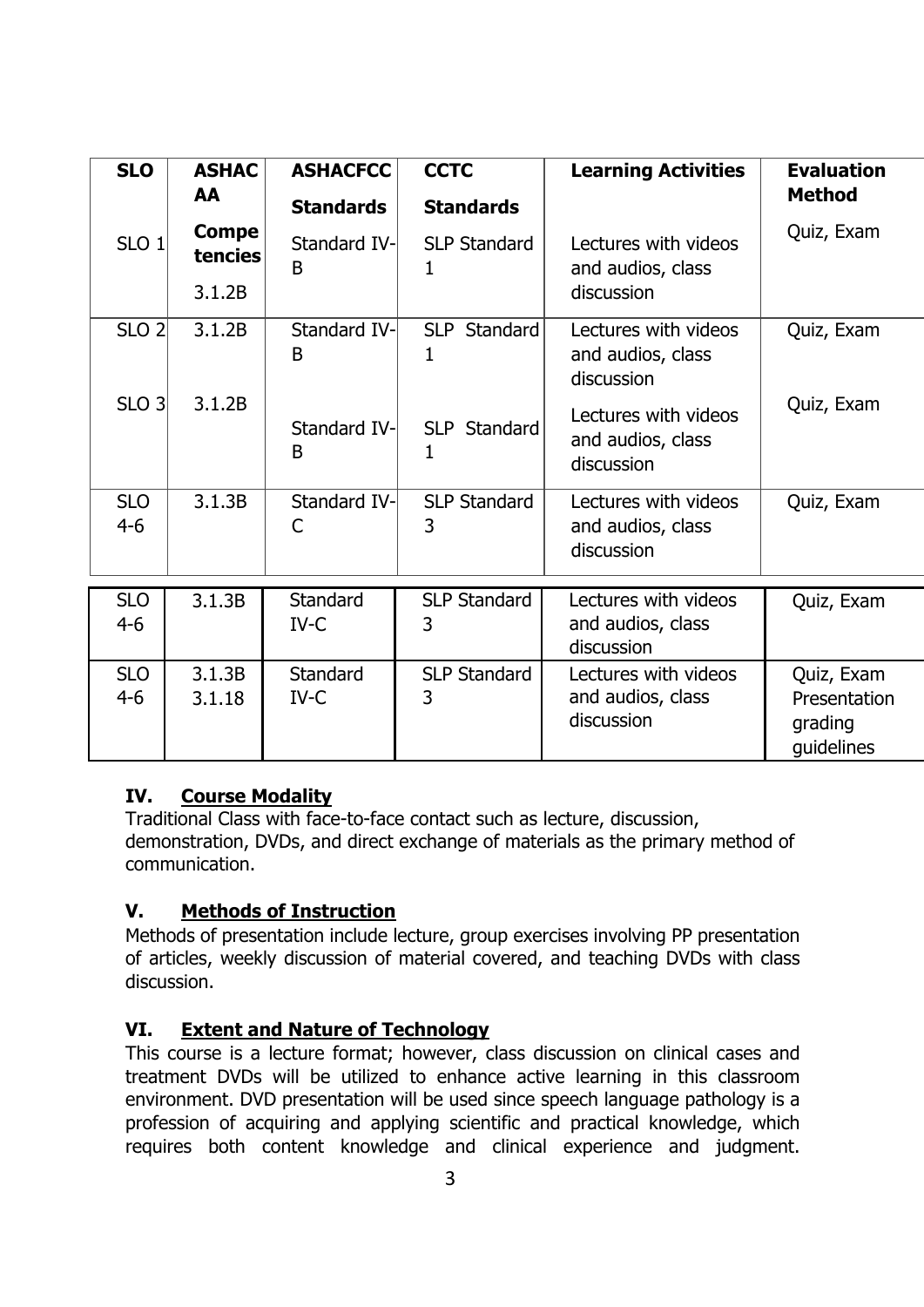| SLO | ASHAC AA Competencies | ASHACFCC Standards | CCTC Standards | Learning Activities | Evaluation Method |
|---|---|---|---|---|---|
| SLO 1 | 3.1.2B | Standard IV-B | SLP Standard 1 | Lectures with videos and audios, class discussion | Quiz, Exam |
| SLO 2 | 3.1.2B | Standard IV-B | SLP Standard 1 | Lectures with videos and audios, class discussion | Quiz, Exam |
| SLO 3 | 3.1.2B | Standard IV-B | SLP Standard 1 | Lectures with videos and audios, class discussion | Quiz, Exam |
| SLO 4-6 | 3.1.3B | Standard IV-C | SLP Standard 3 | Lectures with videos and audios, class discussion | Quiz, Exam |
| SLO 4-6 | 3.1.3B | Standard IV-C | SLP Standard 3 | Lectures with videos and audios, class discussion | Quiz, Exam |
| SLO 4-6 | 3.1.3B 3.1.18 | Standard IV-C | SLP Standard 3 | Lectures with videos and audios, class discussion | Quiz, Exam Presentation grading guidelines |

## IV. Course Modality

Traditional Class with face-to-face contact such as lecture, discussion, demonstration, DVDs, and direct exchange of materials as the primary method of communication.

## V. Methods of Instruction

Methods of presentation include lecture, group exercises involving PP presentation of articles, weekly discussion of material covered, and teaching DVDs with class discussion.

## VI. Extent and Nature of Technology

This course is a lecture format; however, class discussion on clinical cases and treatment DVDs will be utilized to enhance active learning in this classroom environment. DVD presentation will be used since speech language pathology is a profession of acquiring and applying scientific and practical knowledge, which requires both content knowledge and clinical experience and judgment.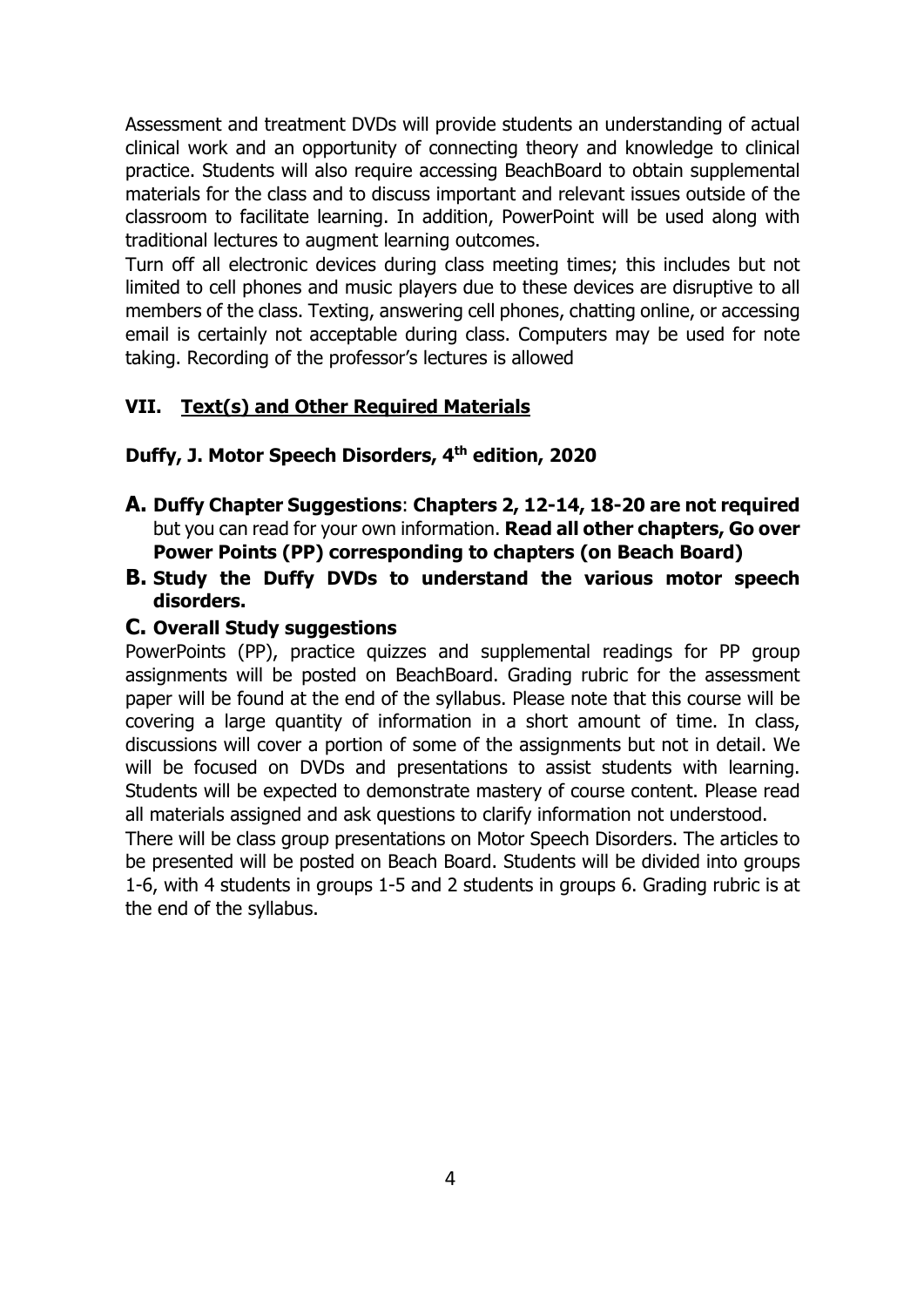Assessment and treatment DVDs will provide students an understanding of actual clinical work and an opportunity of connecting theory and knowledge to clinical practice. Students will also require accessing BeachBoard to obtain supplemental materials for the class and to discuss important and relevant issues outside of the classroom to facilitate learning. In addition, PowerPoint will be used along with traditional lectures to augment learning outcomes.

Turn off all electronic devices during class meeting times; this includes but not limited to cell phones and music players due to these devices are disruptive to all members of the class. Texting, answering cell phones, chatting online, or accessing email is certainly not acceptable during class. Computers may be used for note taking. Recording of the professor's lectures is allowed

## VII. Text(s) and Other Required Materials

**Duffy, J. Motor Speech Disorders, 4th edition, 2020**

**A. Duffy Chapter Suggestions**: **Chapters 2, 12-14, 18-20 are not required** but you can read for your own information. **Read all other chapters, Go over Power Points (PP) corresponding to chapters (on Beach Board)**

**B. Study the Duffy DVDs to understand the various motor speech disorders.**

**C. Overall Study suggestions**

PowerPoints (PP), practice quizzes and supplemental readings for PP group assignments will be posted on BeachBoard. Grading rubric for the assessment paper will be found at the end of the syllabus. Please note that this course will be covering a large quantity of information in a short amount of time. In class, discussions will cover a portion of some of the assignments but not in detail. We will be focused on DVDs and presentations to assist students with learning. Students will be expected to demonstrate mastery of course content. Please read all materials assigned and ask questions to clarify information not understood.

There will be class group presentations on Motor Speech Disorders. The articles to be presented will be posted on Beach Board. Students will be divided into groups 1-6, with 4 students in groups 1-5 and 2 students in groups 6. Grading rubric is at the end of the syllabus.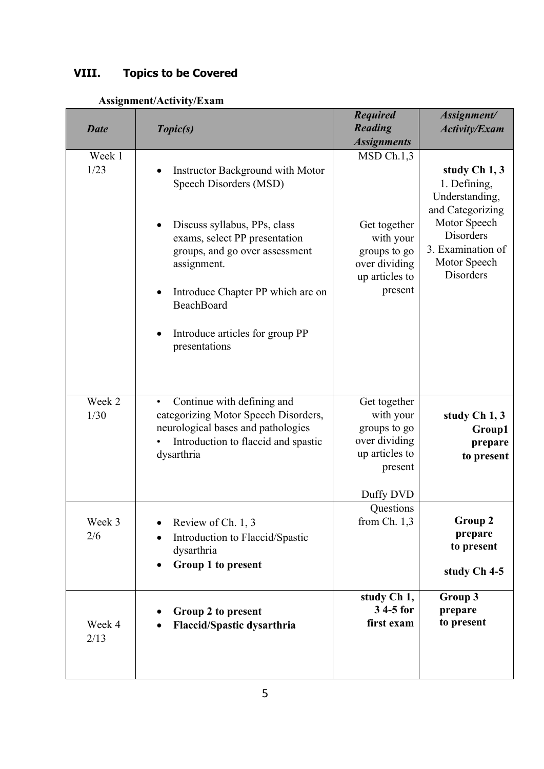## VIII. Topics to be Covered

**Assignment/Activity/Exam**

| *Date* | *Topic(s)* | *Required Reading Assignments* | *Assignment/ Activity/Exam* |
|---|---|---|---|
| Week 1 1/23 | • Instructor Background with Motor Speech Disorders (MSD)<br>• Discuss syllabus, PPs, class exams, select PP presentation groups, and go over assessment assignment.<br>• Introduce Chapter PP which are on BeachBoard<br>• Introduce articles for group PP presentations | MSD Ch.1,3<br><br>Get together with your groups to go over dividing up articles to present | **study Ch 1, 3**<br>1. Defining, Understanding, and Categorizing Motor Speech Disorders<br>3. Examination of Motor Speech Disorders |
| Week 2 1/30 | • Continue with defining and categorizing Motor Speech Disorders, neurological bases and pathologies<br>• Introduction to flaccid and spastic dysarthria | Get together with your groups to go over dividing up articles to present<br><br>Duffy DVD | **study Ch 1, 3**<br>**Group1 prepare to present** |
| Week 3 2/6 | • Review of Ch. 1, 3<br>• Introduction to Flaccid/Spastic dysarthria<br>• **Group 1 to present** | Questions from Ch. 1,3 | **Group 2 prepare to present**<br><br>**study Ch 4-5** |
| Week 4 2/13 | • **Group 2 to present**<br>• **Flaccid/Spastic dysarthria** | **study Ch 1, 3 4-5 for first exam** | **Group 3 prepare to present** |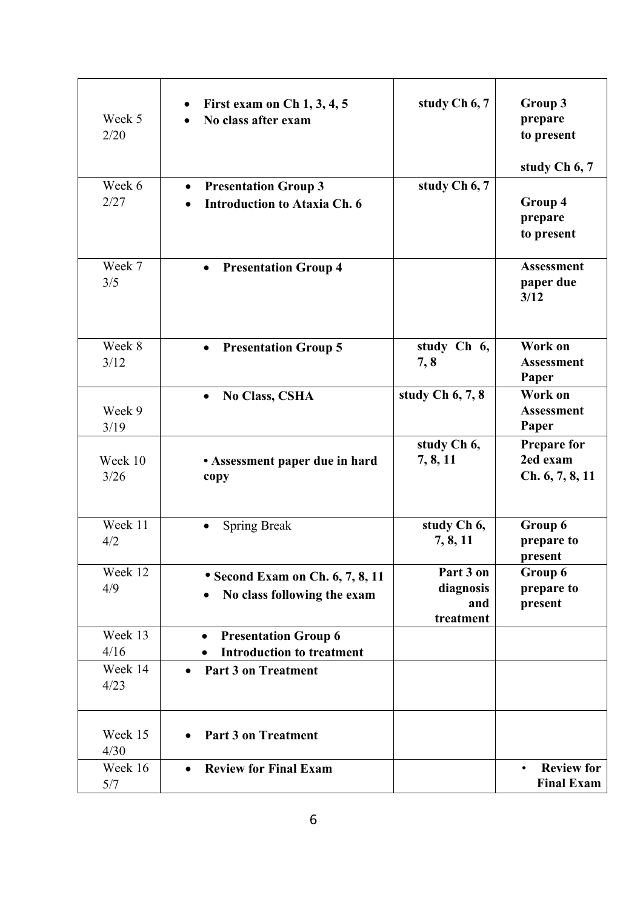| Week 5<br>2/20 | • **First exam on Ch 1, 3, 4, 5**<br>• **No class after exam** | **study Ch 6, 7** | **Group 3 prepare to present**<br><br>**study Ch 6, 7** |
|---|---|---|---|
| Week 6<br>2/27 | • **Presentation Group 3**<br>• **Introduction to Ataxia Ch. 6** | **study Ch 6, 7** | **Group 4 prepare to present** |
| Week 7<br>3/5 | • **Presentation Group 4** | | **Assessment paper due 3/12** |
| Week 8<br>3/12 | • **Presentation Group 5** | **study Ch 6, 7, 8** | **Work on Assessment Paper** |
| Week 9<br>3/19 | • **No Class, CSHA** | **study Ch 6, 7, 8** | **Work on Assessment Paper** |
| Week 10<br>3/26 | **• Assessment paper due in hard copy** | **study Ch 6, 7, 8, 11** | **Prepare for 2ed exam Ch. 6, 7, 8, 11** |
| Week 11<br>4/2 | • Spring Break | **study Ch 6, 7, 8, 11** | **Group 6 prepare to present** |
| Week 12<br>4/9 | **• Second Exam on Ch. 6, 7, 8, 11**<br>• **No class following the exam** | **Part 3 on diagnosis and treatment** | **Group 6 prepare to present** |
| Week 13<br>4/16 | • **Presentation Group 6**<br>• **Introduction to treatment** | | |
| Week 14<br>4/23 | • **Part 3 on Treatment** | | |
| Week 15<br>4/30 | • **Part 3 on Treatment** | | |
| Week 16<br>5/7 | • **Review for Final Exam** | | • **Review for Final Exam** |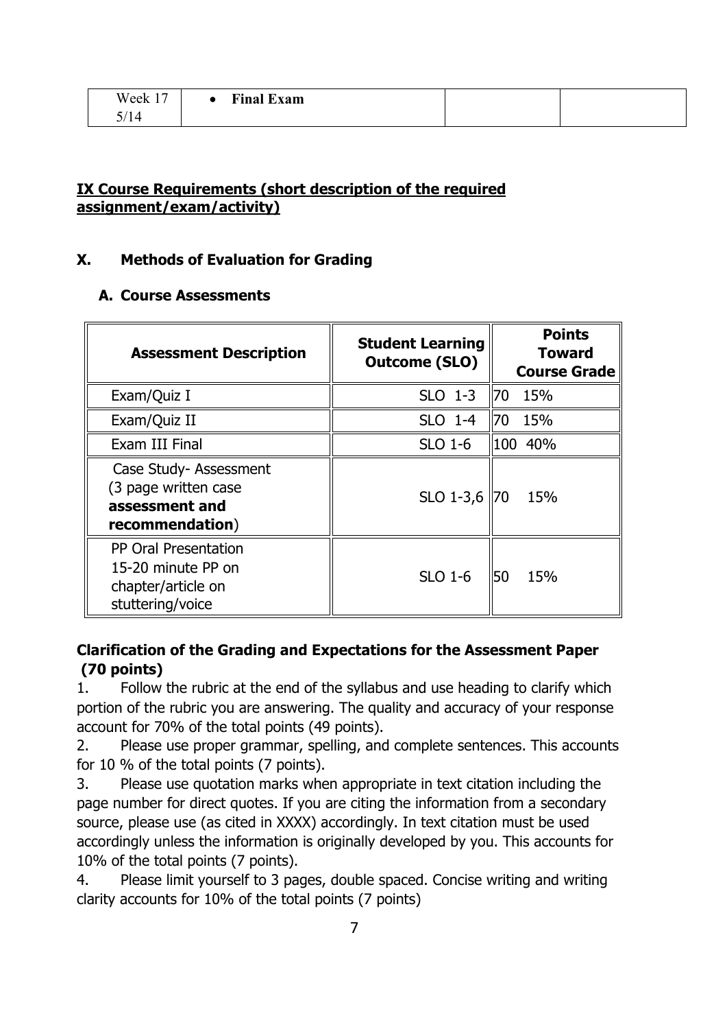| Week 17 5/14 | • **Final Exam** | | |
|---|---|---|---|

## IX Course Requirements (short description of the required assignment/exam/activity)

## X. Methods of Evaluation for Grading

### A. Course Assessments

| Assessment Description | Student Learning Outcome (SLO) | Points Toward Course Grade |
|---|---|---|
| Exam/Quiz I | SLO 1-3 | 70 15% |
| Exam/Quiz II | SLO 1-4 | 70 15% |
| Exam III Final | SLO 1-6 | 100 40% |
| Case Study- Assessment (3 page written case **assessment and recommendation**) | SLO 1-3,6 | 70 15% |
| PP Oral Presentation 15-20 minute PP on chapter/article on stuttering/voice | SLO 1-6 | 50 15% |

**Clarification of the Grading and Expectations for the Assessment Paper (70 points)**

1. Follow the rubric at the end of the syllabus and use heading to clarify which portion of the rubric you are answering. The quality and accuracy of your response account for 70% of the total points (49 points).
2. Please use proper grammar, spelling, and complete sentences. This accounts for 10 % of the total points (7 points).
3. Please use quotation marks when appropriate in text citation including the page number for direct quotes. If you are citing the information from a secondary source, please use (as cited in XXXX) accordingly. In text citation must be used accordingly unless the information is originally developed by you. This accounts for 10% of the total points (7 points).
4. Please limit yourself to 3 pages, double spaced. Concise writing and writing clarity accounts for 10% of the total points (7 points)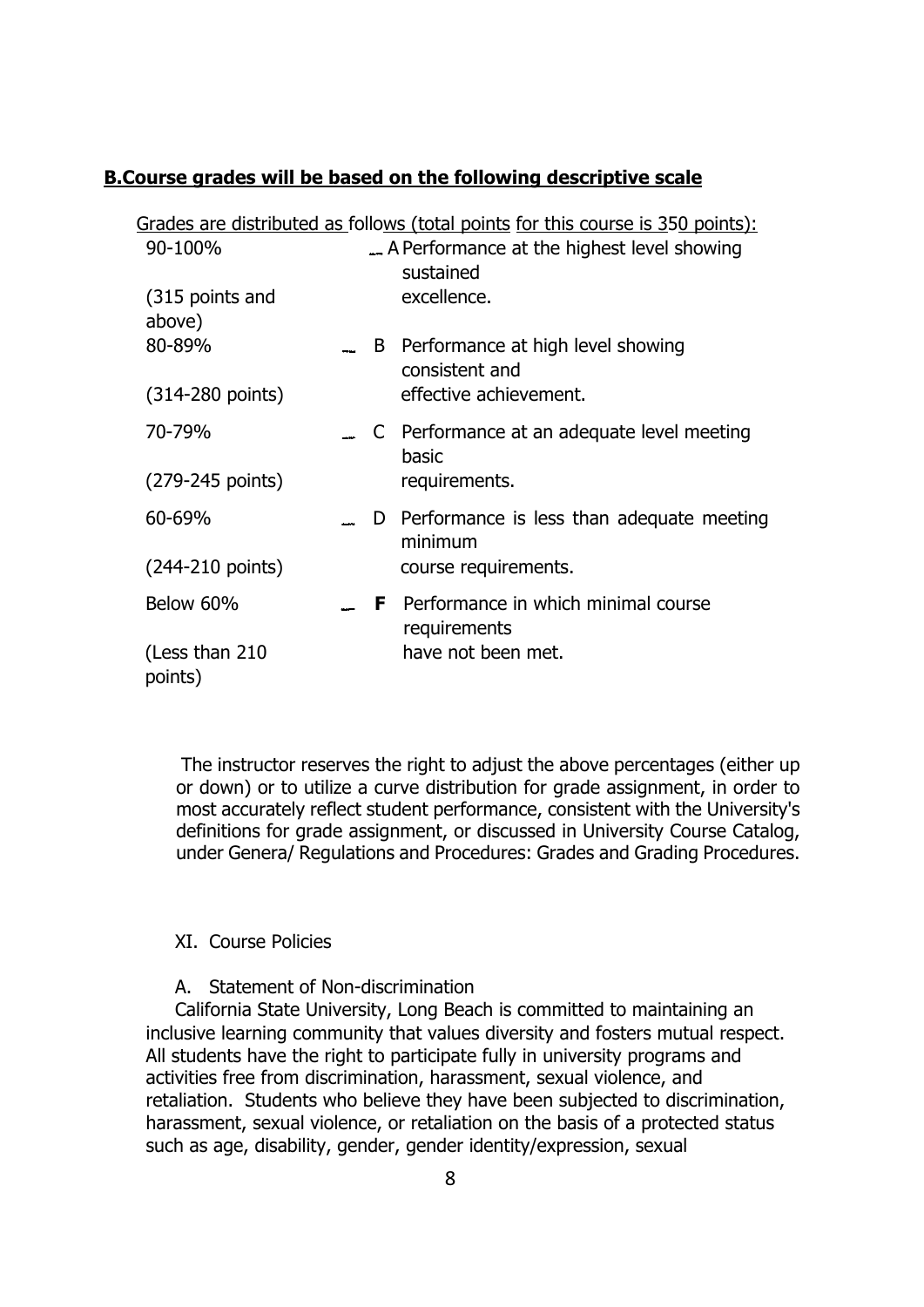**B.Course grades will be based on the following descriptive scale**

Grades are distributed as follows (total points for this course is 350 points):

| Range | Grade | Description |
|---|---|---|
| 90-100% (315 points and above) | A | Performance at the highest level showing sustained excellence. |
| 80-89% (314-280 points) | B | Performance at high level showing consistent and effective achievement. |
| 70-79% (279-245 points) | C | Performance at an adequate level meeting basic requirements. |
| 60-69% (244-210 points) | D | Performance is less than adequate meeting minimum course requirements. |
| Below 60% (Less than 210 points) | **F** | Performance in which minimal course requirements have not been met. |

The instructor reserves the right to adjust the above percentages (either up or down) or to utilize a curve distribution for grade assignment, in order to most accurately reflect student performance, consistent with the University's definitions for grade assignment, or discussed in University Course Catalog, under Genera/ Regulations and Procedures: Grades and Grading Procedures.

XI. Course Policies

A. Statement of Non-discrimination

California State University, Long Beach is committed to maintaining an inclusive learning community that values diversity and fosters mutual respect. All students have the right to participate fully in university programs and activities free from discrimination, harassment, sexual violence, and retaliation. Students who believe they have been subjected to discrimination, harassment, sexual violence, or retaliation on the basis of a protected status such as age, disability, gender, gender identity/expression, sexual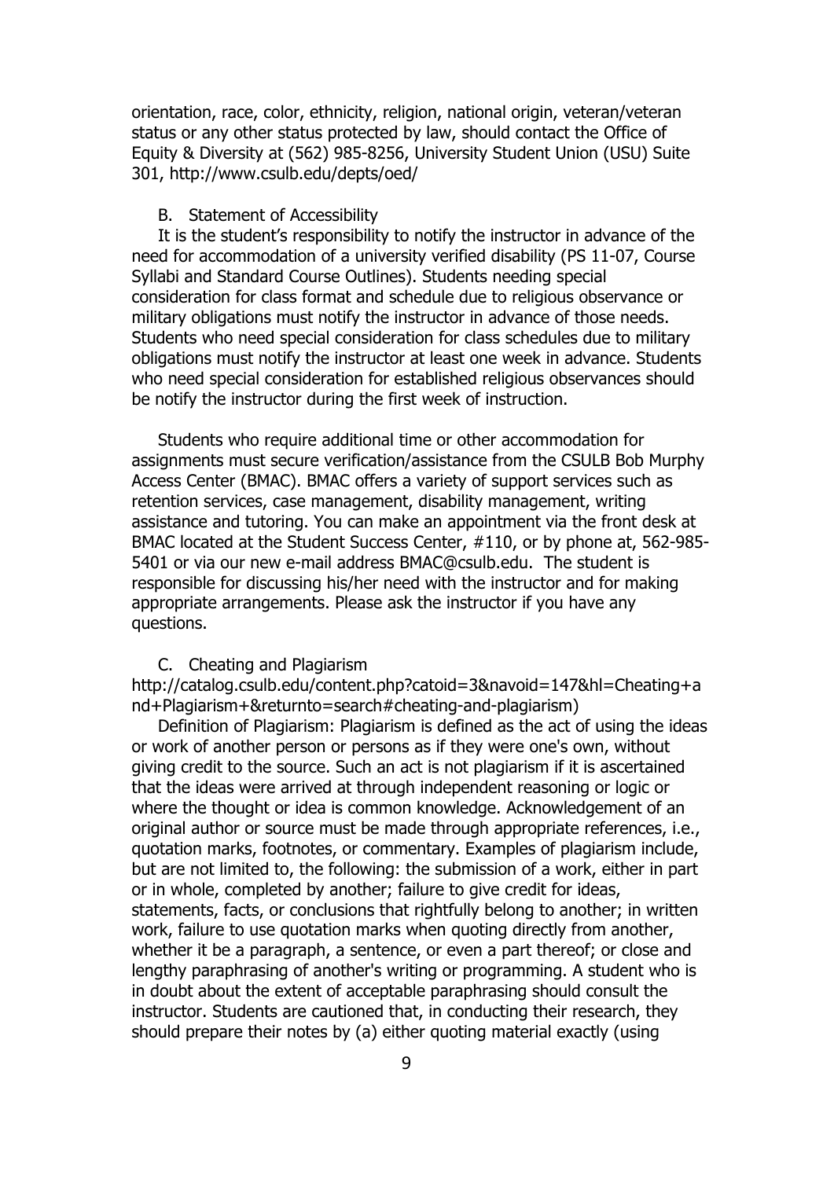orientation, race, color, ethnicity, religion, national origin, veteran/veteran status or any other status protected by law, should contact the Office of Equity & Diversity at (562) 985-8256, University Student Union (USU) Suite 301, http://www.csulb.edu/depts/oed/

B. Statement of Accessibility

It is the student's responsibility to notify the instructor in advance of the need for accommodation of a university verified disability (PS 11-07, Course Syllabi and Standard Course Outlines). Students needing special consideration for class format and schedule due to religious observance or military obligations must notify the instructor in advance of those needs. Students who need special consideration for class schedules due to military obligations must notify the instructor at least one week in advance. Students who need special consideration for established religious observances should be notify the instructor during the first week of instruction.

Students who require additional time or other accommodation for assignments must secure verification/assistance from the CSULB Bob Murphy Access Center (BMAC). BMAC offers a variety of support services such as retention services, case management, disability management, writing assistance and tutoring. You can make an appointment via the front desk at BMAC located at the Student Success Center, #110, or by phone at, 562-985-5401 or via our new e-mail address BMAC@csulb.edu. The student is responsible for discussing his/her need with the instructor and for making appropriate arrangements. Please ask the instructor if you have any questions.

C. Cheating and Plagiarism

http://catalog.csulb.edu/content.php?catoid=3&navoid=147&hl=Cheating+and+Plagiarism+&returnto=search#cheating-and-plagiarism)

Definition of Plagiarism: Plagiarism is defined as the act of using the ideas or work of another person or persons as if they were one's own, without giving credit to the source. Such an act is not plagiarism if it is ascertained that the ideas were arrived at through independent reasoning or logic or where the thought or idea is common knowledge. Acknowledgement of an original author or source must be made through appropriate references, i.e., quotation marks, footnotes, or commentary. Examples of plagiarism include, but are not limited to, the following: the submission of a work, either in part or in whole, completed by another; failure to give credit for ideas, statements, facts, or conclusions that rightfully belong to another; in written work, failure to use quotation marks when quoting directly from another, whether it be a paragraph, a sentence, or even a part thereof; or close and lengthy paraphrasing of another's writing or programming. A student who is in doubt about the extent of acceptable paraphrasing should consult the instructor. Students are cautioned that, in conducting their research, they should prepare their notes by (a) either quoting material exactly (using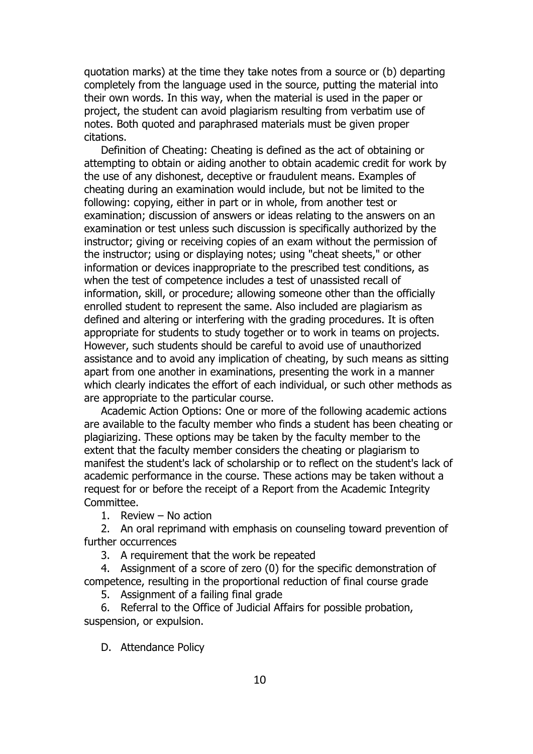quotation marks) at the time they take notes from a source or (b) departing completely from the language used in the source, putting the material into their own words. In this way, when the material is used in the paper or project, the student can avoid plagiarism resulting from verbatim use of notes. Both quoted and paraphrased materials must be given proper citations.

Definition of Cheating: Cheating is defined as the act of obtaining or attempting to obtain or aiding another to obtain academic credit for work by the use of any dishonest, deceptive or fraudulent means. Examples of cheating during an examination would include, but not be limited to the following: copying, either in part or in whole, from another test or examination; discussion of answers or ideas relating to the answers on an examination or test unless such discussion is specifically authorized by the instructor; giving or receiving copies of an exam without the permission of the instructor; using or displaying notes; using "cheat sheets," or other information or devices inappropriate to the prescribed test conditions, as when the test of competence includes a test of unassisted recall of information, skill, or procedure; allowing someone other than the officially enrolled student to represent the same. Also included are plagiarism as defined and altering or interfering with the grading procedures. It is often appropriate for students to study together or to work in teams on projects. However, such students should be careful to avoid use of unauthorized assistance and to avoid any implication of cheating, by such means as sitting apart from one another in examinations, presenting the work in a manner which clearly indicates the effort of each individual, or such other methods as are appropriate to the particular course.

Academic Action Options: One or more of the following academic actions are available to the faculty member who finds a student has been cheating or plagiarizing. These options may be taken by the faculty member to the extent that the faculty member considers the cheating or plagiarism to manifest the student's lack of scholarship or to reflect on the student's lack of academic performance in the course. These actions may be taken without a request for or before the receipt of a Report from the Academic Integrity Committee.

1. Review – No action
2. An oral reprimand with emphasis on counseling toward prevention of further occurrences
3. A requirement that the work be repeated
4. Assignment of a score of zero (0) for the specific demonstration of competence, resulting in the proportional reduction of final course grade
5. Assignment of a failing final grade
6. Referral to the Office of Judicial Affairs for possible probation, suspension, or expulsion.

D. Attendance Policy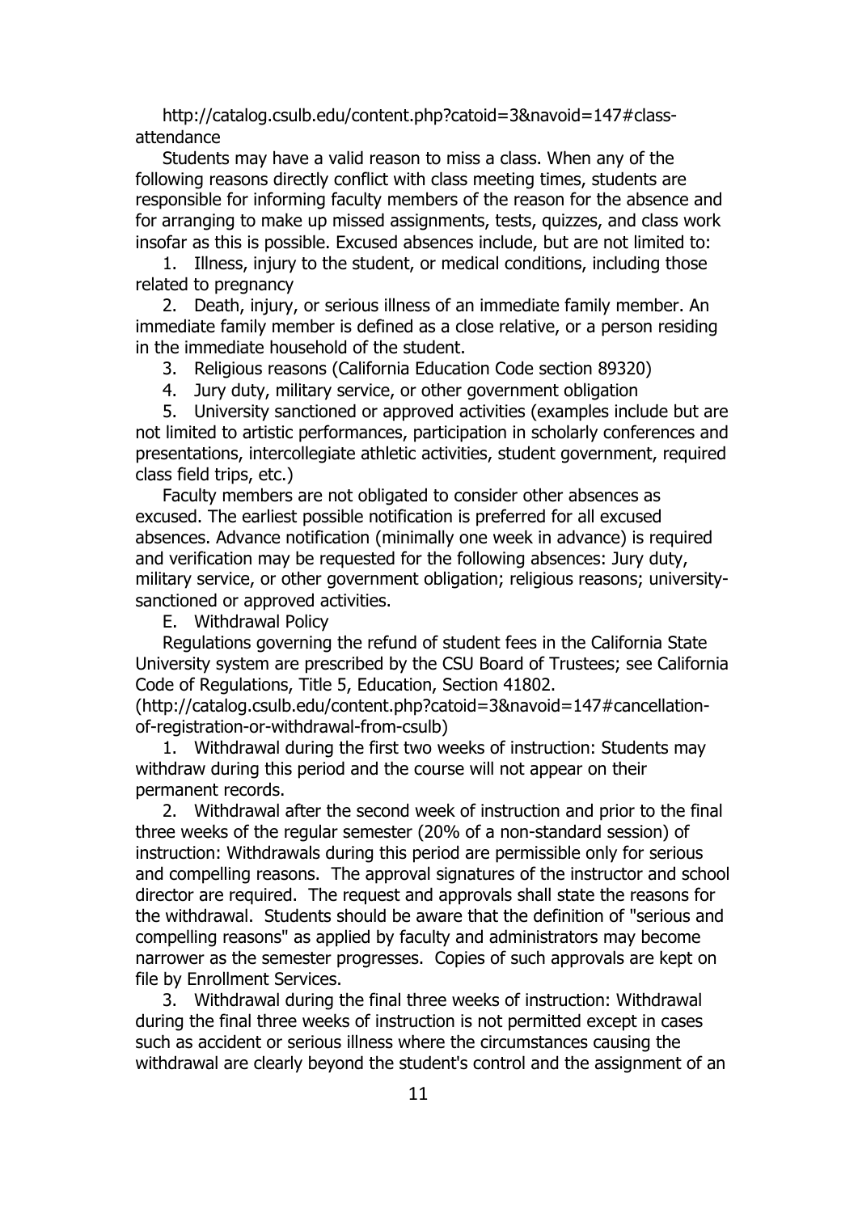http://catalog.csulb.edu/content.php?catoid=3&navoid=147#class-attendance

Students may have a valid reason to miss a class. When any of the following reasons directly conflict with class meeting times, students are responsible for informing faculty members of the reason for the absence and for arranging to make up missed assignments, tests, quizzes, and class work insofar as this is possible. Excused absences include, but are not limited to:

1. Illness, injury to the student, or medical conditions, including those related to pregnancy
2. Death, injury, or serious illness of an immediate family member. An immediate family member is defined as a close relative, or a person residing in the immediate household of the student.
3. Religious reasons (California Education Code section 89320)
4. Jury duty, military service, or other government obligation
5. University sanctioned or approved activities (examples include but are not limited to artistic performances, participation in scholarly conferences and presentations, intercollegiate athletic activities, student government, required class field trips, etc.)

Faculty members are not obligated to consider other absences as excused. The earliest possible notification is preferred for all excused absences. Advance notification (minimally one week in advance) is required and verification may be requested for the following absences: Jury duty, military service, or other government obligation; religious reasons; university-sanctioned or approved activities.

E. Withdrawal Policy

Regulations governing the refund of student fees in the California State University system are prescribed by the CSU Board of Trustees; see California Code of Regulations, Title 5, Education, Section 41802.
(http://catalog.csulb.edu/content.php?catoid=3&navoid=147#cancellation-of-registration-or-withdrawal-from-csulb)

1. Withdrawal during the first two weeks of instruction: Students may withdraw during this period and the course will not appear on their permanent records.
2. Withdrawal after the second week of instruction and prior to the final three weeks of the regular semester (20% of a non-standard session) of instruction: Withdrawals during this period are permissible only for serious and compelling reasons. The approval signatures of the instructor and school director are required. The request and approvals shall state the reasons for the withdrawal. Students should be aware that the definition of "serious and compelling reasons" as applied by faculty and administrators may become narrower as the semester progresses. Copies of such approvals are kept on file by Enrollment Services.
3. Withdrawal during the final three weeks of instruction: Withdrawal during the final three weeks of instruction is not permitted except in cases such as accident or serious illness where the circumstances causing the withdrawal are clearly beyond the student's control and the assignment of an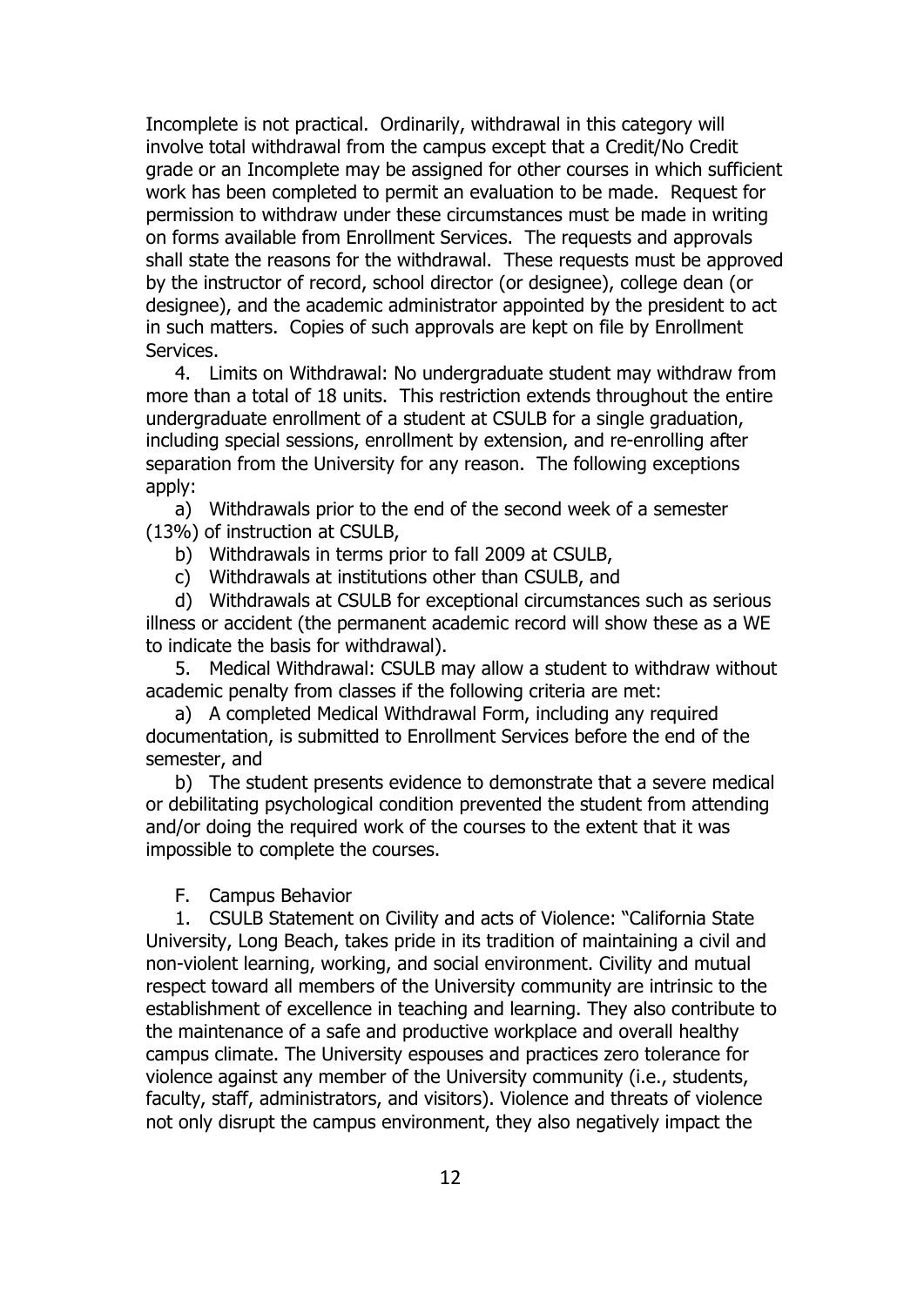Incomplete is not practical. Ordinarily, withdrawal in this category will involve total withdrawal from the campus except that a Credit/No Credit grade or an Incomplete may be assigned for other courses in which sufficient work has been completed to permit an evaluation to be made. Request for permission to withdraw under these circumstances must be made in writing on forms available from Enrollment Services. The requests and approvals shall state the reasons for the withdrawal. These requests must be approved by the instructor of record, school director (or designee), college dean (or designee), and the academic administrator appointed by the president to act in such matters. Copies of such approvals are kept on file by Enrollment Services.

4. Limits on Withdrawal: No undergraduate student may withdraw from more than a total of 18 units. This restriction extends throughout the entire undergraduate enrollment of a student at CSULB for a single graduation, including special sessions, enrollment by extension, and re-enrolling after separation from the University for any reason. The following exceptions apply:

a) Withdrawals prior to the end of the second week of a semester (13%) of instruction at CSULB,

b) Withdrawals in terms prior to fall 2009 at CSULB,

c) Withdrawals at institutions other than CSULB, and

d) Withdrawals at CSULB for exceptional circumstances such as serious illness or accident (the permanent academic record will show these as a WE to indicate the basis for withdrawal).

5. Medical Withdrawal: CSULB may allow a student to withdraw without academic penalty from classes if the following criteria are met:

a) A completed Medical Withdrawal Form, including any required documentation, is submitted to Enrollment Services before the end of the semester, and

b) The student presents evidence to demonstrate that a severe medical or debilitating psychological condition prevented the student from attending and/or doing the required work of the courses to the extent that it was impossible to complete the courses.

F. Campus Behavior

1. CSULB Statement on Civility and acts of Violence: "California State University, Long Beach, takes pride in its tradition of maintaining a civil and non-violent learning, working, and social environment. Civility and mutual respect toward all members of the University community are intrinsic to the establishment of excellence in teaching and learning. They also contribute to the maintenance of a safe and productive workplace and overall healthy campus climate. The University espouses and practices zero tolerance for violence against any member of the University community (i.e., students, faculty, staff, administrators, and visitors). Violence and threats of violence not only disrupt the campus environment, they also negatively impact the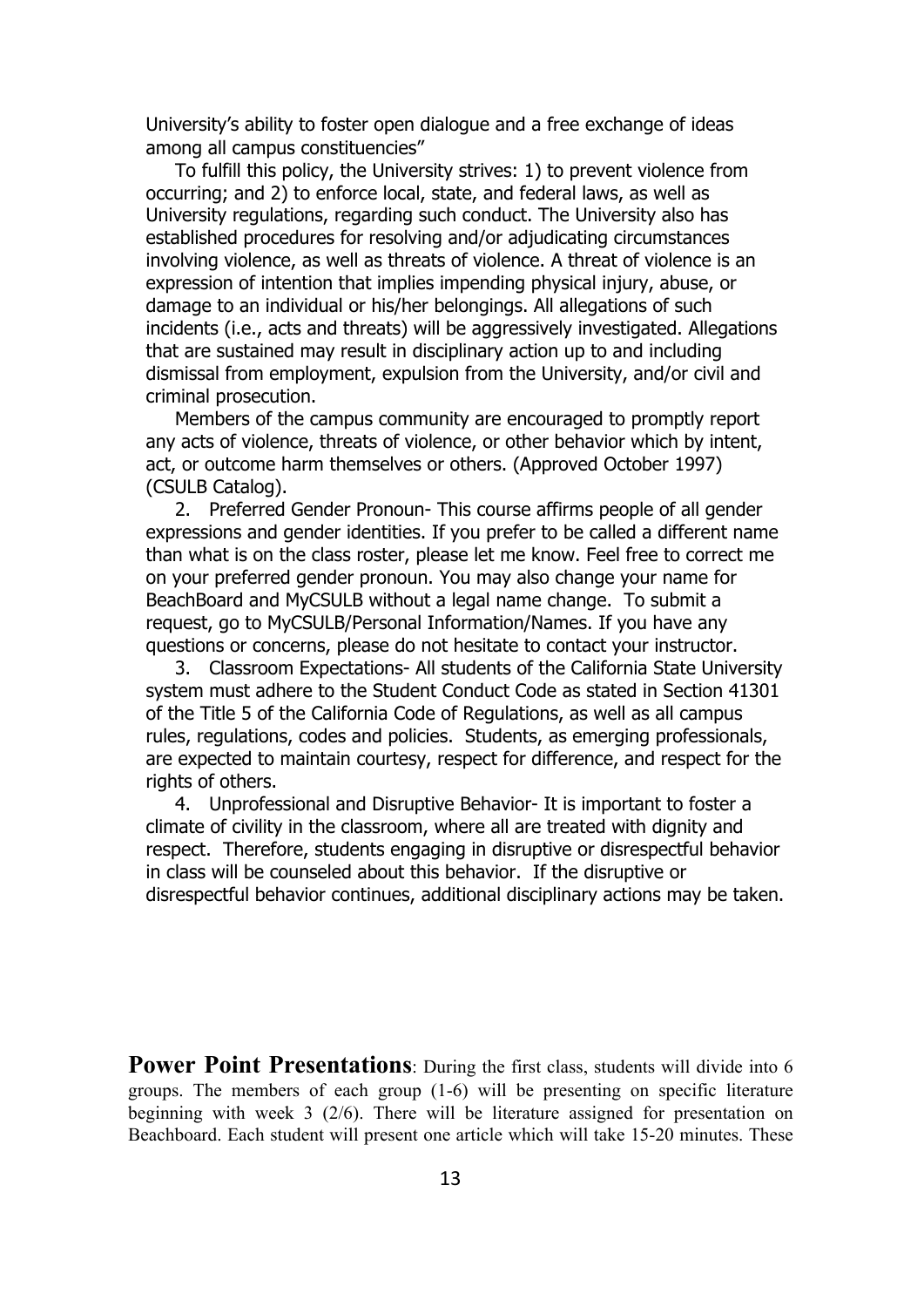University's ability to foster open dialogue and a free exchange of ideas among all campus constituencies"

To fulfill this policy, the University strives: 1) to prevent violence from occurring; and 2) to enforce local, state, and federal laws, as well as University regulations, regarding such conduct. The University also has established procedures for resolving and/or adjudicating circumstances involving violence, as well as threats of violence. A threat of violence is an expression of intention that implies impending physical injury, abuse, or damage to an individual or his/her belongings. All allegations of such incidents (i.e., acts and threats) will be aggressively investigated. Allegations that are sustained may result in disciplinary action up to and including dismissal from employment, expulsion from the University, and/or civil and criminal prosecution.

Members of the campus community are encouraged to promptly report any acts of violence, threats of violence, or other behavior which by intent, act, or outcome harm themselves or others. (Approved October 1997) (CSULB Catalog).

2. Preferred Gender Pronoun- This course affirms people of all gender expressions and gender identities. If you prefer to be called a different name than what is on the class roster, please let me know. Feel free to correct me on your preferred gender pronoun. You may also change your name for BeachBoard and MyCSULB without a legal name change. To submit a request, go to MyCSULB/Personal Information/Names. If you have any questions or concerns, please do not hesitate to contact your instructor.

3. Classroom Expectations- All students of the California State University system must adhere to the Student Conduct Code as stated in Section 41301 of the Title 5 of the California Code of Regulations, as well as all campus rules, regulations, codes and policies. Students, as emerging professionals, are expected to maintain courtesy, respect for difference, and respect for the rights of others.

4. Unprofessional and Disruptive Behavior- It is important to foster a climate of civility in the classroom, where all are treated with dignity and respect. Therefore, students engaging in disruptive or disrespectful behavior in class will be counseled about this behavior. If the disruptive or disrespectful behavior continues, additional disciplinary actions may be taken.

**Power Point Presentations**: During the first class, students will divide into 6 groups. The members of each group (1-6) will be presenting on specific literature beginning with week 3 (2/6). There will be literature assigned for presentation on Beachboard. Each student will present one article which will take 15-20 minutes. These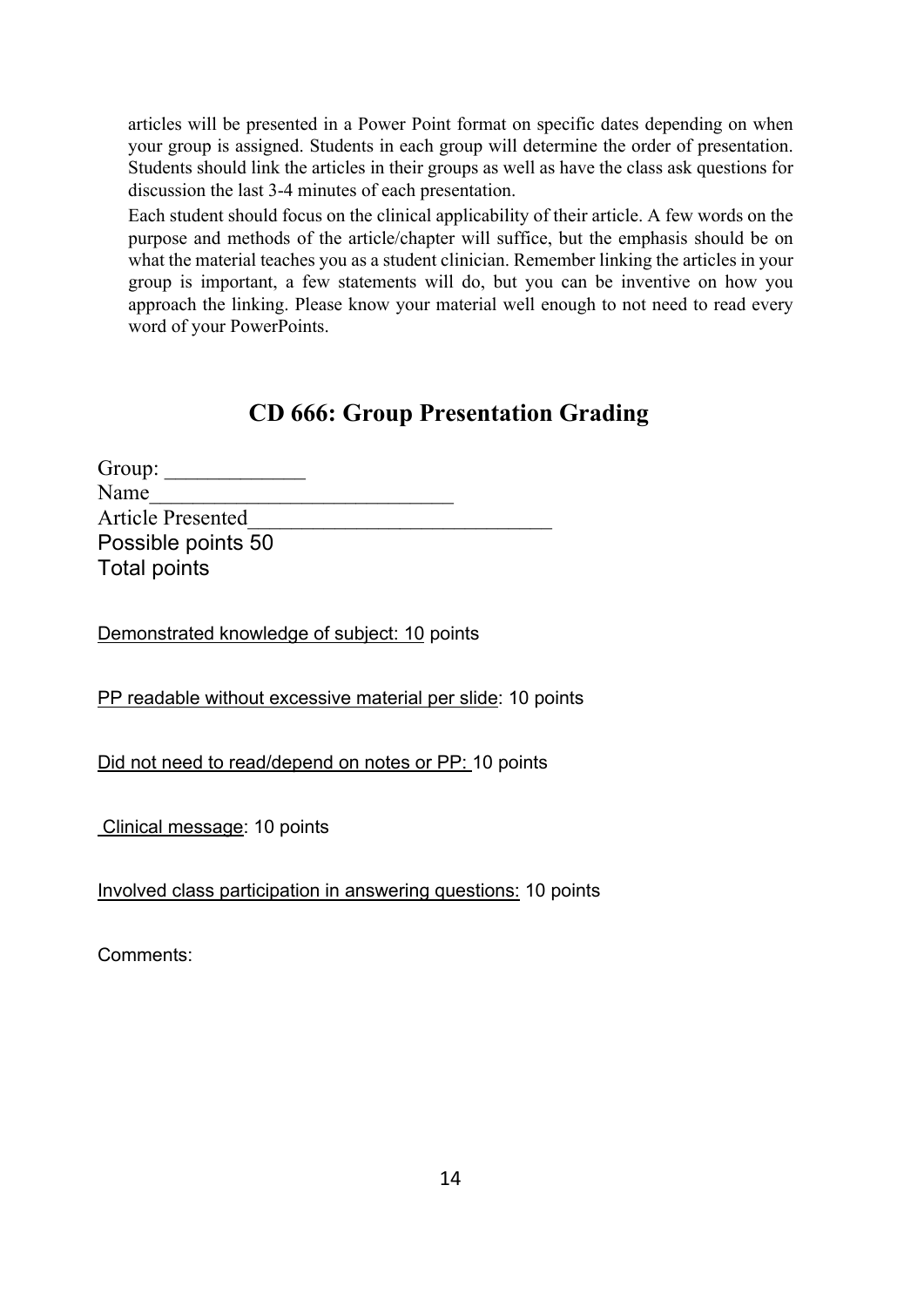articles will be presented in a Power Point format on specific dates depending on when your group is assigned. Students in each group will determine the order of presentation. Students should link the articles in their groups as well as have the class ask questions for discussion the last 3-4 minutes of each presentation.

Each student should focus on the clinical applicability of their article. A few words on the purpose and methods of the article/chapter will suffice, but the emphasis should be on what the material teaches you as a student clinician. Remember linking the articles in your group is important, a few statements will do, but you can be inventive on how you approach the linking. Please know your material well enough to not need to read every word of your PowerPoints.

## CD 666: Group Presentation Grading

Group: _____________
Name____________________________
Article Presented____________________________
Possible points 50
Total points

Demonstrated knowledge of subject: 10 points

PP readable without excessive material per slide: 10 points

Did not need to read/depend on notes or PP: 10 points

Clinical message: 10 points

Involved class participation in answering questions: 10 points

Comments: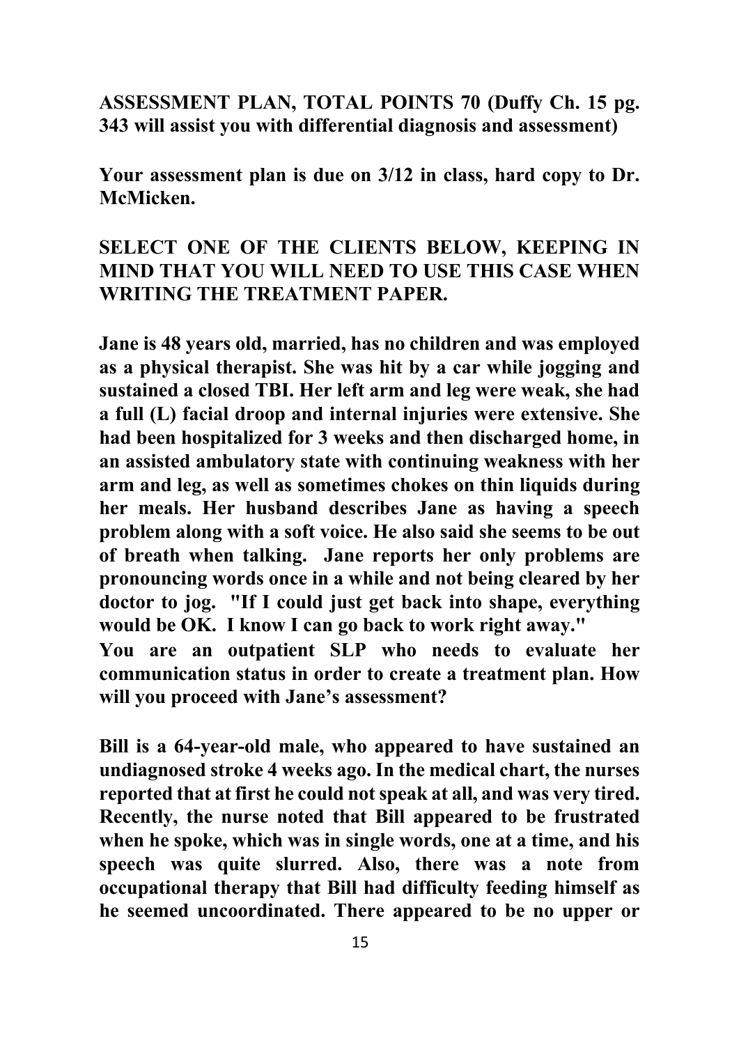**ASSESSMENT PLAN, TOTAL POINTS 70 (Duffy Ch. 15 pg. 343 will assist you with differential diagnosis and assessment)**

**Your assessment plan is due on 3/12 in class, hard copy to Dr. McMicken.**

**SELECT ONE OF THE CLIENTS BELOW, KEEPING IN MIND THAT YOU WILL NEED TO USE THIS CASE WHEN WRITING THE TREATMENT PAPER.**

**Jane is 48 years old, married, has no children and was employed as a physical therapist. She was hit by a car while jogging and sustained a closed TBI. Her left arm and leg were weak, she had a full (L) facial droop and internal injuries were extensive. She had been hospitalized for 3 weeks and then discharged home, in an assisted ambulatory state with continuing weakness with her arm and leg, as well as sometimes chokes on thin liquids during her meals. Her husband describes Jane as having a speech problem along with a soft voice. He also said she seems to be out of breath when talking. Jane reports her only problems are pronouncing words once in a while and not being cleared by her doctor to jog. "If I could just get back into shape, everything would be OK. I know I can go back to work right away."**
**You are an outpatient SLP who needs to evaluate her communication status in order to create a treatment plan. How will you proceed with Jane's assessment?**

**Bill is a 64-year-old male, who appeared to have sustained an undiagnosed stroke 4 weeks ago. In the medical chart, the nurses reported that at first he could not speak at all, and was very tired. Recently, the nurse noted that Bill appeared to be frustrated when he spoke, which was in single words, one at a time, and his speech was quite slurred. Also, there was a note from occupational therapy that Bill had difficulty feeding himself as he seemed uncoordinated. There appeared to be no upper or**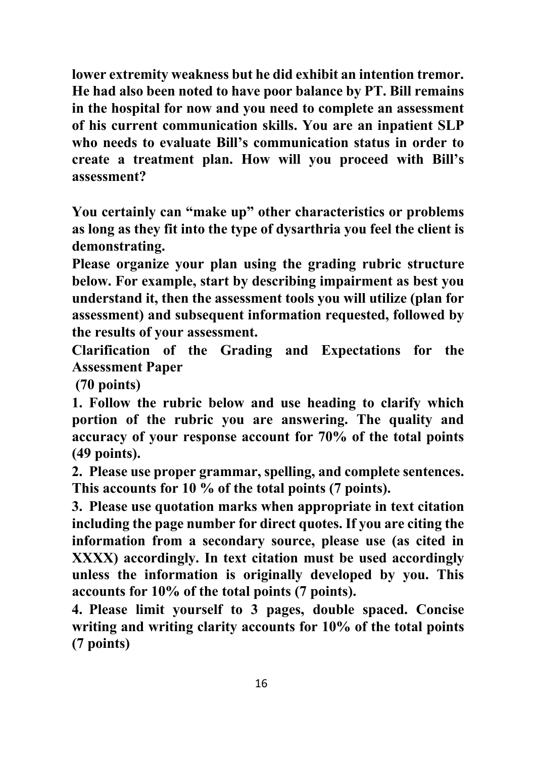**lower extremity weakness but he did exhibit an intention tremor. He had also been noted to have poor balance by PT. Bill remains in the hospital for now and you need to complete an assessment of his current communication skills. You are an inpatient SLP who needs to evaluate Bill's communication status in order to create a treatment plan. How will you proceed with Bill's assessment?**

**You certainly can "make up" other characteristics or problems as long as they fit into the type of dysarthria you feel the client is demonstrating.**

**Please organize your plan using the grading rubric structure below. For example, start by describing impairment as best you understand it, then the assessment tools you will utilize (plan for assessment) and subsequent information requested, followed by the results of your assessment.**

**Clarification of the Grading and Expectations for the Assessment Paper**

**(70 points)**

**1. Follow the rubric below and use heading to clarify which portion of the rubric you are answering. The quality and accuracy of your response account for 70% of the total points (49 points).**

**2. Please use proper grammar, spelling, and complete sentences. This accounts for 10 % of the total points (7 points).**

**3. Please use quotation marks when appropriate in text citation including the page number for direct quotes. If you are citing the information from a secondary source, please use (as cited in XXXX) accordingly. In text citation must be used accordingly unless the information is originally developed by you. This accounts for 10% of the total points (7 points).**

**4. Please limit yourself to 3 pages, double spaced. Concise writing and writing clarity accounts for 10% of the total points (7 points)**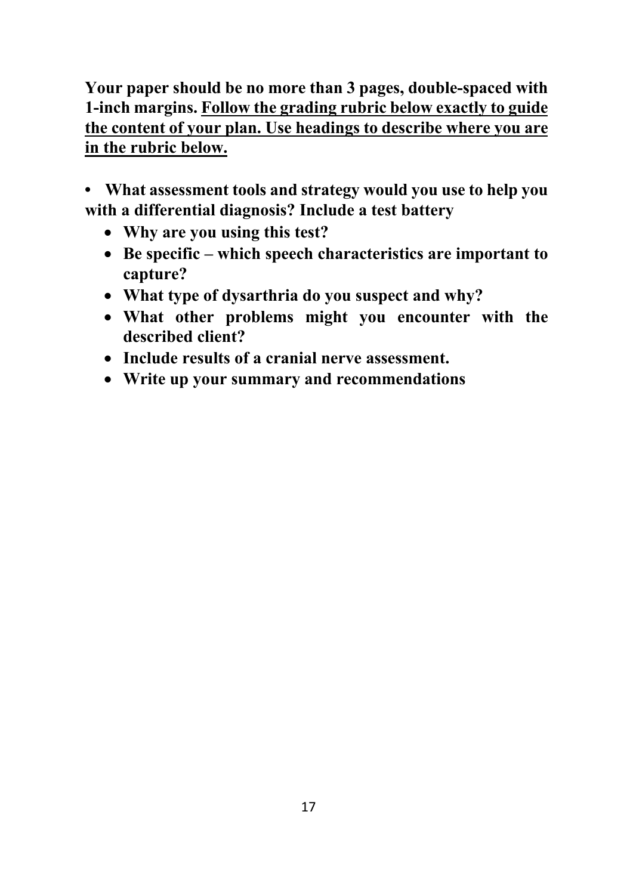**Your paper should be no more than 3 pages, double-spaced with 1-inch margins. <u>Follow the grading rubric below exactly to guide the content of your plan. Use headings to describe where you are in the rubric below.</u>**

- **What assessment tools and strategy would you use to help you with a differential diagnosis? Include a test battery**
  - **Why are you using this test?**
  - **Be specific – which speech characteristics are important to capture?**
  - **What type of dysarthria do you suspect and why?**
  - **What other problems might you encounter with the described client?**
  - **Include results of a cranial nerve assessment.**
  - **Write up your summary and recommendations**